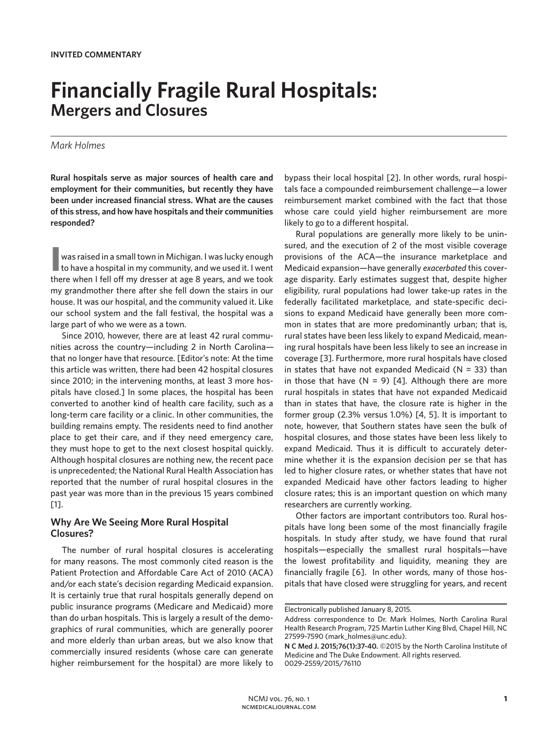**INVITED COMMENTARY**

# Financially Fragile Rural Hospitals:
## Mergers and Closures

*Mark Holmes*

**Rural hospitals serve as major sources of health care and employment for their communities, but recently they have been under increased financial stress. What are the causes of this stress, and how have hospitals and their communities responded?**

I was raised in a small town in Michigan. I was lucky enough to have a hospital in my community, and we used it. I went there when I fell off my dresser at age 8 years, and we took my grandmother there after she fell down the stairs in our house. It was our hospital, and the community valued it. Like our school system and the fall festival, the hospital was a large part of who we were as a town.

Since 2010, however, there are at least 42 rural communities across the country—including 2 in North Carolina—that no longer have that resource. [Editor's note: At the time this article was written, there had been 42 hospital closures since 2010; in the intervening months, at least 3 more hospitals have closed.] In some places, the hospital has been converted to another kind of health care facility, such as a long-term care facility or a clinic. In other communities, the building remains empty. The residents need to find another place to get their care, and if they need emergency care, they must hope to get to the next closest hospital quickly. Although hospital closures are nothing new, the recent pace is unprecedented; the National Rural Health Association has reported that the number of rural hospital closures in the past year was more than in the previous 15 years combined [1].

### Why Are We Seeing More Rural Hospital Closures?

The number of rural hospital closures is accelerating for many reasons. The most commonly cited reason is the Patient Protection and Affordable Care Act of 2010 (ACA) and/or each state's decision regarding Medicaid expansion. It is certainly true that rural hospitals generally depend on public insurance programs (Medicare and Medicaid) more than do urban hospitals. This is largely a result of the demographics of rural communities, which are generally poorer and more elderly than urban areas, but we also know that commercially insured residents (whose care can generate higher reimbursement for the hospital) are more likely to bypass their local hospital [2]. In other words, rural hospitals face a compounded reimbursement challenge—a lower reimbursement market combined with the fact that those whose care could yield higher reimbursement are more likely to go to a different hospital.

Rural populations are generally more likely to be uninsured, and the execution of 2 of the most visible coverage provisions of the ACA—the insurance marketplace and Medicaid expansion—have generally *exacerbated* this coverage disparity. Early estimates suggest that, despite higher eligibility, rural populations had lower take-up rates in the federally facilitated marketplace, and state-specific decisions to expand Medicaid have generally been more common in states that are more predominantly urban; that is, rural states have been less likely to expand Medicaid, meaning rural hospitals have been less likely to see an increase in coverage [3]. Furthermore, more rural hospitals have closed in states that have not expanded Medicaid (N = 33) than in those that have (N = 9) [4]. Although there are more rural hospitals in states that have not expanded Medicaid than in states that have, the closure rate is higher in the former group (2.3% versus 1.0%) [4, 5]. It is important to note, however, that Southern states have seen the bulk of hospital closures, and those states have been less likely to expand Medicaid. Thus it is difficult to accurately determine whether it is the expansion decision per se that has led to higher closure rates, or whether states that have not expanded Medicaid have other factors leading to higher closure rates; this is an important question on which many researchers are currently working.

Other factors are important contributors too. Rural hospitals have long been some of the most financially fragile hospitals. In study after study, we have found that rural hospitals—especially the smallest rural hospitals—have the lowest profitability and liquidity, meaning they are financially fragile [6]. In other words, many of those hospitals that have closed were struggling for years, and recent

---

Electronically published January 8, 2015.

Address correspondence to Dr. Mark Holmes, North Carolina Rural Health Research Program, 725 Martin Luther King Blvd, Chapel Hill, NC 27599-7590 (mark_holmes@unc.edu).

**N C Med J. 2015;76(1):37-40.** ©2015 by the North Carolina Institute of Medicine and The Duke Endowment. All rights reserved. 0029-2559/2015/76110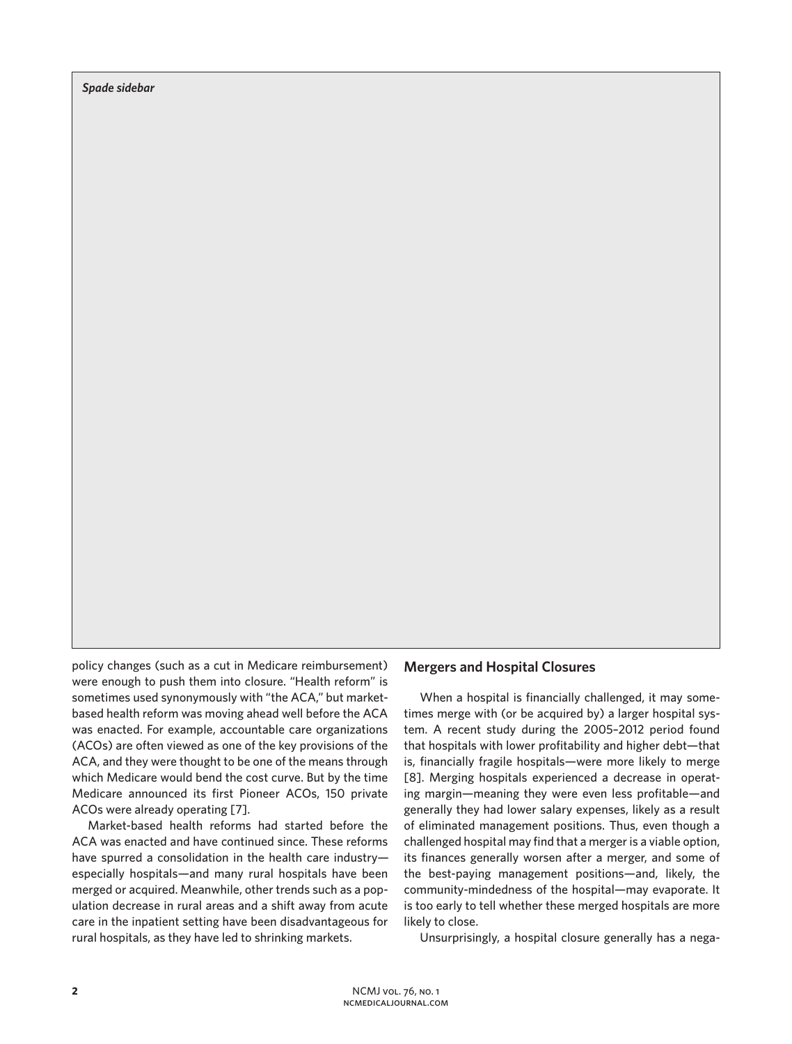*Spade sidebar*

policy changes (such as a cut in Medicare reimbursement) were enough to push them into closure. "Health reform" is sometimes used synonymously with "the ACA," but market-based health reform was moving ahead well before the ACA was enacted. For example, accountable care organizations (ACOs) are often viewed as one of the key provisions of the ACA, and they were thought to be one of the means through which Medicare would bend the cost curve. But by the time Medicare announced its first Pioneer ACOs, 150 private ACOs were already operating [7].

Market-based health reforms had started before the ACA was enacted and have continued since. These reforms have spurred a consolidation in the health care industry—especially hospitals—and many rural hospitals have been merged or acquired. Meanwhile, other trends such as a population decrease in rural areas and a shift away from acute care in the inpatient setting have been disadvantageous for rural hospitals, as they have led to shrinking markets.

## Mergers and Hospital Closures

When a hospital is financially challenged, it may sometimes merge with (or be acquired by) a larger hospital system. A recent study during the 2005–2012 period found that hospitals with lower profitability and higher debt—that is, financially fragile hospitals—were more likely to merge [8]. Merging hospitals experienced a decrease in operating margin—meaning they were even less profitable—and generally they had lower salary expenses, likely as a result of eliminated management positions. Thus, even though a challenged hospital may find that a merger is a viable option, its finances generally worsen after a merger, and some of the best-paying management positions—and, likely, the community-mindedness of the hospital—may evaporate. It is too early to tell whether these merged hospitals are more likely to close.

Unsurprisingly, a hospital closure generally has a nega-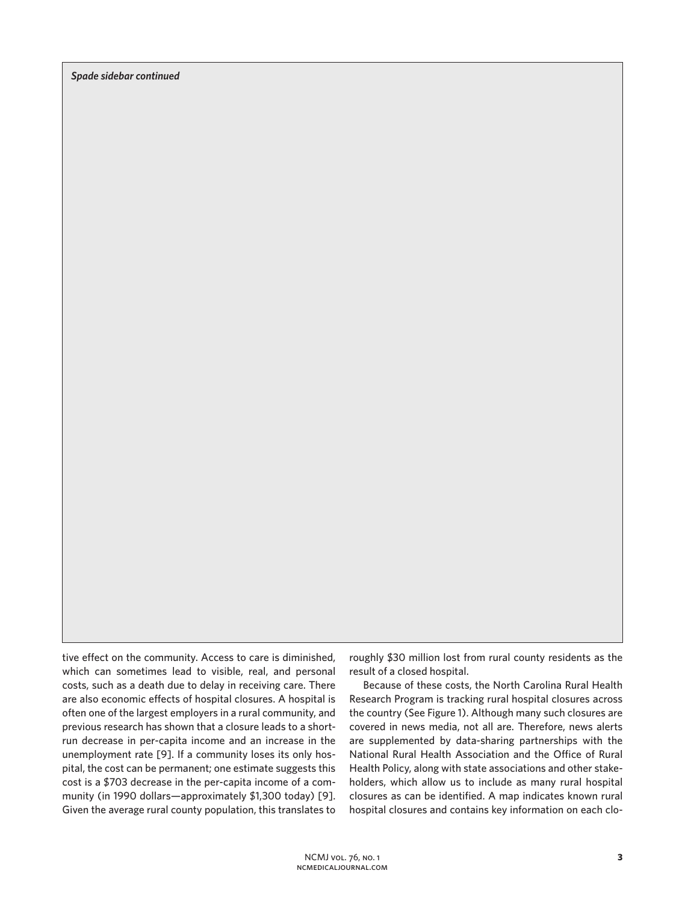*Spade sidebar continued*

tive effect on the community. Access to care is diminished, which can sometimes lead to visible, real, and personal costs, such as a death due to delay in receiving care. There are also economic effects of hospital closures. A hospital is often one of the largest employers in a rural community, and previous research has shown that a closure leads to a short-run decrease in per-capita income and an increase in the unemployment rate [9]. If a community loses its only hospital, the cost can be permanent; one estimate suggests this cost is a $703 decrease in the per-capita income of a community (in 1990 dollars—approximately $1,300 today) [9]. Given the average rural county population, this translates to roughly $30 million lost from rural county residents as the result of a closed hospital.

Because of these costs, the North Carolina Rural Health Research Program is tracking rural hospital closures across the country (See Figure 1). Although many such closures are covered in news media, not all are. Therefore, news alerts are supplemented by data-sharing partnerships with the National Rural Health Association and the Office of Rural Health Policy, along with state associations and other stakeholders, which allow us to include as many rural hospital closures as can be identified. A map indicates known rural hospital closures and contains key information on each clo-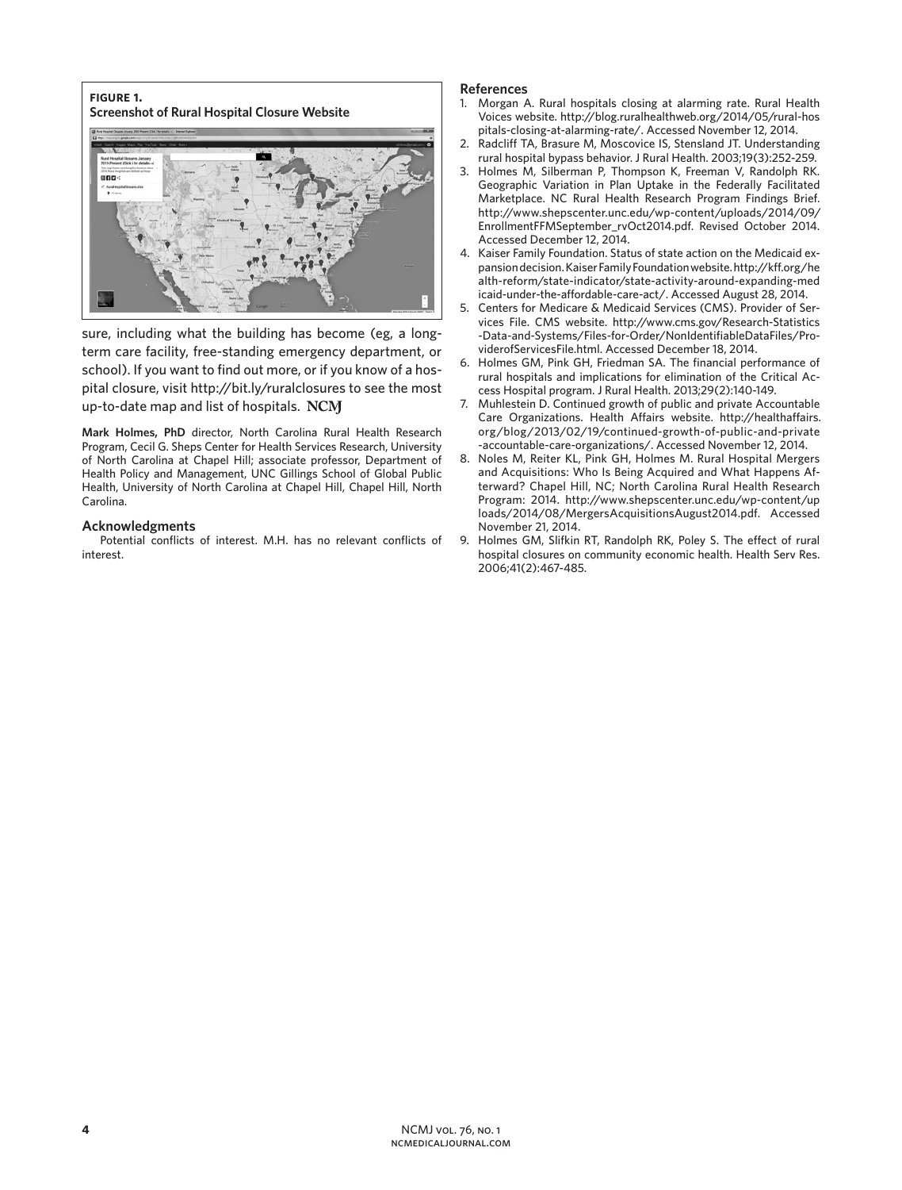**FIGURE 1.**
**Screenshot of Rural Hospital Closure Website**

sure, including what the building has become (eg, a long-term care facility, free-standing emergency department, or school). If you want to find out more, or if you know of a hospital closure, visit http://bit.ly/ruralclosures to see the most up-to-date map and list of hospitals. NCMJ

**Mark Holmes, PhD** director, North Carolina Rural Health Research Program, Cecil G. Sheps Center for Health Services Research, University of North Carolina at Chapel Hill; associate professor, Department of Health Policy and Management, UNC Gillings School of Global Public Health, University of North Carolina at Chapel Hill, Chapel Hill, North Carolina.

### Acknowledgments

Potential conflicts of interest. M.H. has no relevant conflicts of interest.

### References

1. Morgan A. Rural hospitals closing at alarming rate. Rural Health Voices website. http://blog.ruralhealthweb.org/2014/05/rural-hospitals-closing-at-alarming-rate/. Accessed November 12, 2014.
2. Radcliff TA, Brasure M, Moscovice IS, Stensland JT. Understanding rural hospital bypass behavior. J Rural Health. 2003;19(3):252-259.
3. Holmes M, Silberman P, Thompson K, Freeman V, Randolph RK. Geographic Variation in Plan Uptake in the Federally Facilitated Marketplace. NC Rural Health Research Program Findings Brief. http://www.shepscenter.unc.edu/wp-content/uploads/2014/09/EnrollmentFFMSeptember_rvOct2014.pdf. Revised October 2014. Accessed December 12, 2014.
4. Kaiser Family Foundation. Status of state action on the Medicaid expansion decision. Kaiser Family Foundation website. http://kff.org/health-reform/state-indicator/state-activity-around-expanding-medicaid-under-the-affordable-care-act/. Accessed August 28, 2014.
5. Centers for Medicare & Medicaid Services (CMS). Provider of Services File. CMS website. http://www.cms.gov/Research-Statistics-Data-and-Systems/Files-for-Order/NonIdentifiableDataFiles/ProviderofServicesFile.html. Accessed December 18, 2014.
6. Holmes GM, Pink GH, Friedman SA. The financial performance of rural hospitals and implications for elimination of the Critical Access Hospital program. J Rural Health. 2013;29(2):140-149.
7. Muhlestein D. Continued growth of public and private Accountable Care Organizations. Health Affairs website. http://healthaffairs.org/blog/2013/02/19/continued-growth-of-public-and-private-accountable-care-organizations/. Accessed November 12, 2014.
8. Noles M, Reiter KL, Pink GH, Holmes M. Rural Hospital Mergers and Acquisitions: Who Is Being Acquired and What Happens Afterward? Chapel Hill, NC; North Carolina Rural Health Research Program: 2014. http://www.shepscenter.unc.edu/wp-content/uploads/2014/08/MergersAcquisitionsAugust2014.pdf. Accessed November 21, 2014.
9. Holmes GM, Slifkin RT, Randolph RK, Poley S. The effect of rural hospital closures on community economic health. Health Serv Res. 2006;41(2):467-485.